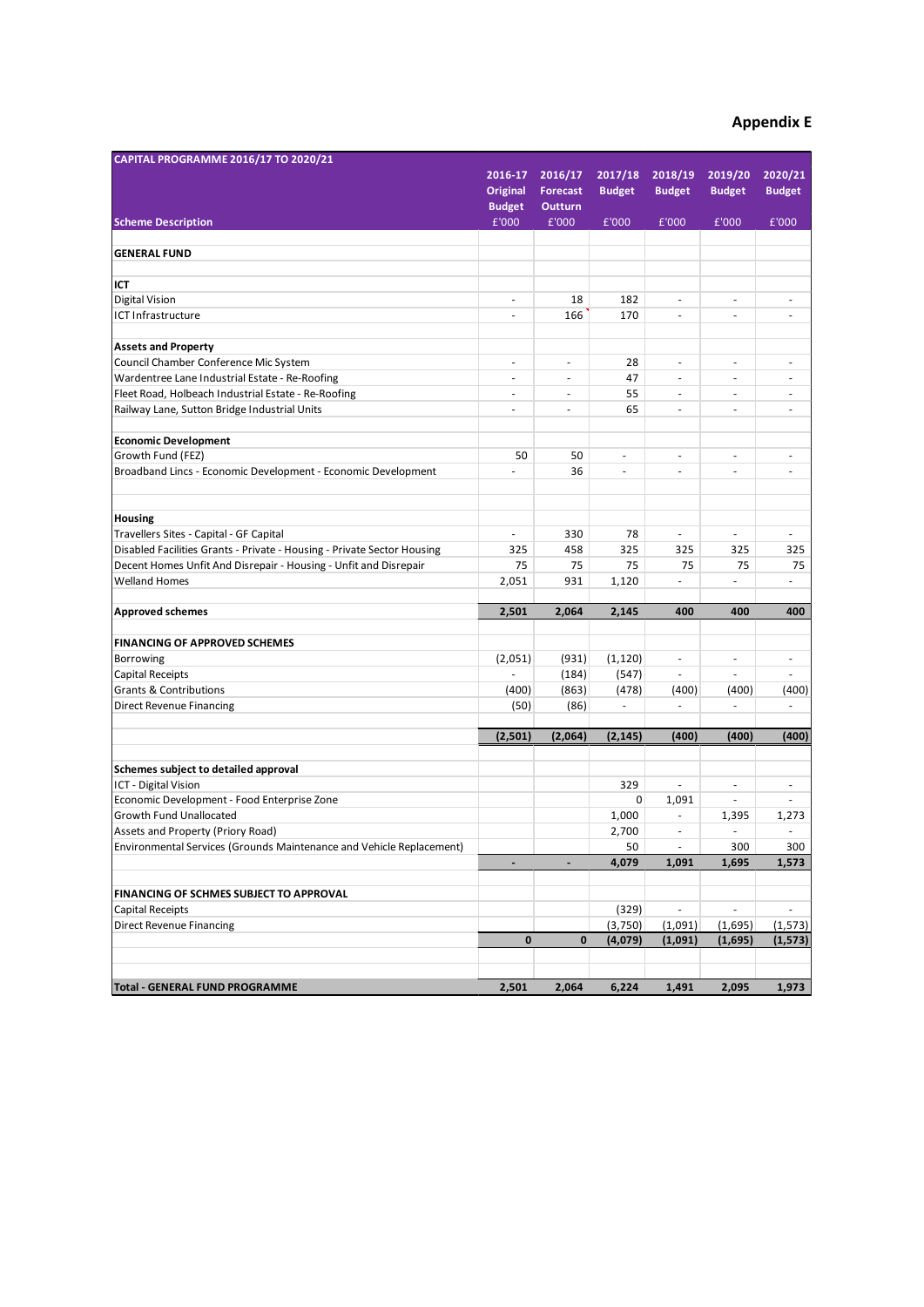# Appendix E

| CAPITAL PROGRAMME 2016/17 TO 2020/21 | 2016-17 Original Budget | 2016/17 Forecast Outturn | 2017/18 Budget | 2018/19 Budget | 2019/20 Budget | 2020/21 Budget |
|---|---|---|---|---|---|---|
| **Scheme Description** | £'000 | £'000 | £'000 | £'000 | £'000 | £'000 |
| **GENERAL FUND** | | | | | | |
| **ICT** | | | | | | |
| Digital Vision | - | 18 | 182 | - | - | - |
| ICT Infrastructure | - | 166 | 170 | - | - | - |
| **Assets and Property** | | | | | | |
| Council Chamber Conference Mic System | - | - | 28 | - | - | - |
| Wardentree Lane Industrial Estate - Re-Roofing | - | - | 47 | - | - | - |
| Fleet Road, Holbeach Industrial Estate - Re-Roofing | - | - | 55 | - | - | - |
| Railway Lane, Sutton Bridge Industrial Units | - | - | 65 | - | - | - |
| **Economic Development** | | | | | | |
| Growth Fund (FEZ) | 50 | 50 | - | - | - | - |
| Broadband Lincs - Economic Development - Economic Development | - | 36 | - | - | - | - |
| **Housing** | | | | | | |
| Travellers Sites - Capital - GF Capital | - | 330 | 78 | - | - | - |
| Disabled Facilities Grants - Private - Housing - Private Sector Housing | 325 | 458 | 325 | 325 | 325 | 325 |
| Decent Homes Unfit And Disrepair - Housing - Unfit and Disrepair | 75 | 75 | 75 | 75 | 75 | 75 |
| Welland Homes | 2,051 | 931 | 1,120 | - | - | - |
| **Approved schemes** | **2,501** | **2,064** | **2,145** | **400** | **400** | **400** |
| **FINANCING OF APPROVED SCHEMES** | | | | | | |
| Borrowing | (2,051) | (931) | (1,120) | - | - | - |
| Capital Receipts | - | (184) | (547) | - | - | - |
| Grants & Contributions | (400) | (863) | (478) | (400) | (400) | (400) |
| Direct Revenue Financing | (50) | (86) | - | - | - | - |
| | **(2,501)** | **(2,064)** | **(2,145)** | **(400)** | **(400)** | **(400)** |
| **Schemes subject to detailed approval** | | | | | | |
| ICT - Digital Vision | | | 329 | - | - | - |
| Economic Development - Food Enterprise Zone | | | 0 | 1,091 | - | - |
| Growth Fund Unallocated | | | 1,000 | - | 1,395 | 1,273 |
| Assets and Property (Priory Road) | | | 2,700 | - | - | - |
| Environmental Services (Grounds Maintenance and Vehicle Replacement) | | | 50 | - | 300 | 300 |
| | **-** | **-** | **4,079** | **1,091** | **1,695** | **1,573** |
| **FINANCING OF SCHMES SUBJECT TO APPROVAL** | | | | | | |
| Capital Receipts | | | (329) | - | - | - |
| Direct Revenue Financing | | | (3,750) | (1,091) | (1,695) | (1,573) |
| | **0** | **0** | **(4,079)** | **(1,091)** | **(1,695)** | **(1,573)** |
| **Total - GENERAL FUND PROGRAMME** | **2,501** | **2,064** | **6,224** | **1,491** | **2,095** | **1,973** |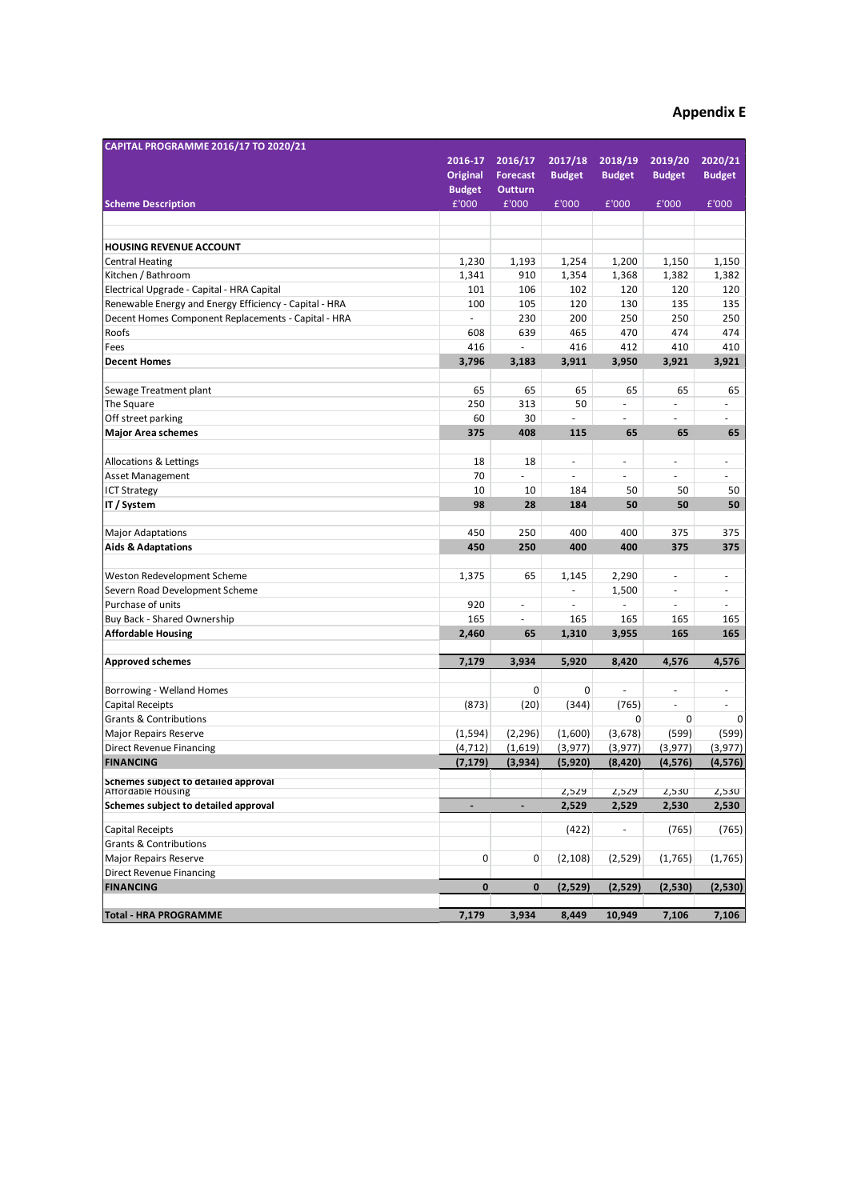# Appendix E

| CAPITAL PROGRAMME 2016/17 TO 2020/21 | 2016-17 Original Budget | 2016/17 Forecast Outturn | 2017/18 Budget | 2018/19 Budget | 2019/20 Budget | 2020/21 Budget |
|---|---|---|---|---|---|---|
| **Scheme Description** | £'000 | £'000 | £'000 | £'000 | £'000 | £'000 |
| | | | | | | |
| **HOUSING REVENUE ACCOUNT** | | | | | | |
| Central Heating | 1,230 | 1,193 | 1,254 | 1,200 | 1,150 | 1,150 |
| Kitchen / Bathroom | 1,341 | 910 | 1,354 | 1,368 | 1,382 | 1,382 |
| Electrical Upgrade - Capital - HRA Capital | 101 | 106 | 102 | 120 | 120 | 120 |
| Renewable Energy and Energy Efficiency - Capital - HRA | 100 | 105 | 120 | 130 | 135 | 135 |
| Decent Homes Component Replacements - Capital - HRA | - | 230 | 200 | 250 | 250 | 250 |
| Roofs | 608 | 639 | 465 | 470 | 474 | 474 |
| Fees | 416 | - | 416 | 412 | 410 | 410 |
| **Decent Homes** | **3,796** | **3,183** | **3,911** | **3,950** | **3,921** | **3,921** |
| | | | | | | |
| Sewage Treatment plant | 65 | 65 | 65 | 65 | 65 | 65 |
| The Square | 250 | 313 | 50 | - | - | - |
| Off street parking | 60 | 30 | - | - | - | - |
| **Major Area schemes** | **375** | **408** | **115** | **65** | **65** | **65** |
| | | | | | | |
| Allocations & Lettings | 18 | 18 | - | - | - | - |
| Asset Management | 70 | - | - | - | - | - |
| ICT Strategy | 10 | 10 | 184 | 50 | 50 | 50 |
| **IT / System** | **98** | **28** | **184** | **50** | **50** | **50** |
| | | | | | | |
| Major Adaptations | 450 | 250 | 400 | 400 | 375 | 375 |
| **Aids & Adaptations** | **450** | **250** | **400** | **400** | **375** | **375** |
| | | | | | | |
| Weston Redevelopment Scheme | 1,375 | 65 | 1,145 | 2,290 | - | - |
| Severn Road Development Scheme | | | - | 1,500 | - | - |
| Purchase of units | 920 | - | - | - | - | - |
| Buy Back - Shared Ownership | 165 | - | 165 | 165 | 165 | 165 |
| **Affordable Housing** | **2,460** | **65** | **1,310** | **3,955** | **165** | **165** |
| | | | | | | |
| **Approved schemes** | **7,179** | **3,934** | **5,920** | **8,420** | **4,576** | **4,576** |
| | | | | | | |
| Borrowing - Welland Homes | | 0 | 0 | - | - | - |
| Capital Receipts | (873) | (20) | (344) | (765) | - | - |
| Grants & Contributions | | | | 0 | 0 | 0 |
| Major Repairs Reserve | (1,594) | (2,296) | (1,600) | (3,678) | (599) | (599) |
| Direct Revenue Financing | (4,712) | (1,619) | (3,977) | (3,977) | (3,977) | (3,977) |
| **FINANCING** | **(7,179)** | **(3,934)** | **(5,920)** | **(8,420)** | **(4,576)** | **(4,576)** |
| **Schemes subject to detailed approval** | | | | | | |
| Affordable Housing | | | 2,529 | 2,529 | 2,530 | 2,530 |
| **Schemes subject to detailed approval** | **-** | **-** | **2,529** | **2,529** | **2,530** | **2,530** |
| | | | | | | |
| Capital Receipts | | | (422) | - | (765) | (765) |
| Grants & Contributions | | | | | | |
| Major Repairs Reserve | 0 | 0 | (2,108) | (2,529) | (1,765) | (1,765) |
| Direct Revenue Financing | | | | | | |
| **FINANCING** | **0** | **0** | **(2,529)** | **(2,529)** | **(2,530)** | **(2,530)** |
| | | | | | | |
| **Total - HRA PROGRAMME** | **7,179** | **3,934** | **8,449** | **10,949** | **7,106** | **7,106** |